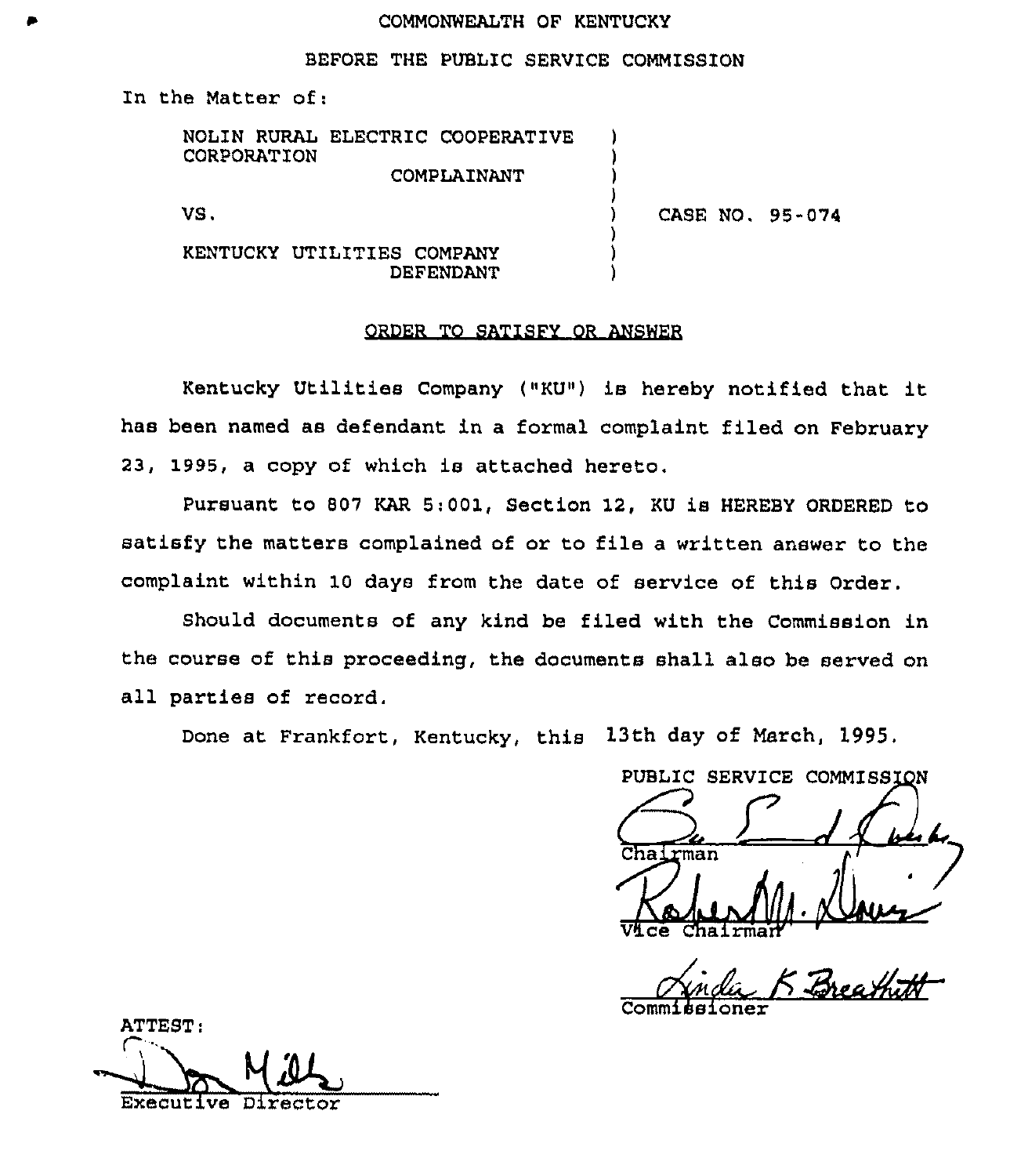COMMONWEALTH OF KENTUCKY

BEFORE THE PUBLIC SERVICE COMMISSION

In the Matter of:

| | | |
|---|---|---|
| NOLIN RURAL ELECTRIC COOPERATIVE CORPORATION<br>COMPLAINANT | ) | |
| VS. | ) | CASE NO. 95-074 |
| KENTUCKY UTILITIES COMPANY<br>DEFENDANT | ) | |

ORDER TO SATISFY OR ANSWER

Kentucky Utilities Company ("KU") is hereby notified that it has been named as defendant in a formal complaint filed on February 23, 1995, a copy of which is attached hereto.

Pursuant to 807 KAR 5:001, Section 12, KU is HEREBY ORDERED to satisfy the matters complained of or to file a written answer to the complaint within 10 days from the date of service of this Order.

Should documents of any kind be filed with the Commission in the course of this proceeding, the documents shall also be served on all parties of record.

Done at Frankfort, Kentucky, this 13th day of March, 1995.

PUBLIC SERVICE COMMISSION

Chairman

Vice Chairman

Commissioner

ATTEST:

Executive Director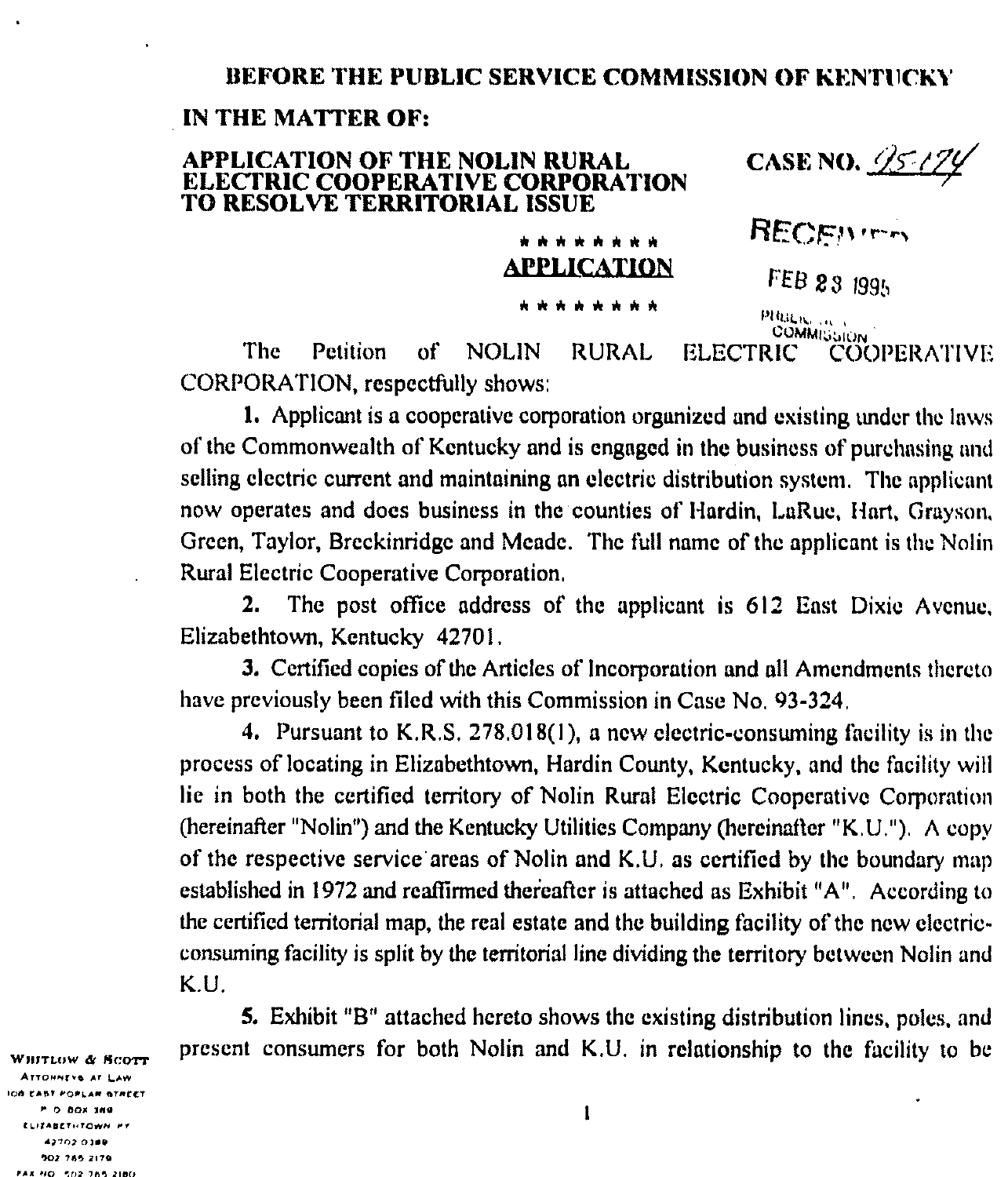**BEFORE THE PUBLIC SERVICE COMMISSION OF KENTUCKY**

**IN THE MATTER OF:**

**APPLICATION OF THE NOLIN RURAL ELECTRIC COOPERATIVE CORPORATION TO RESOLVE TERRITORIAL ISSUE**

**CASE NO.** 95-174

RECEIVED

FEB 23 1995

PUBLIC SERVICE COMMISSION

\* \* \* \* \* \* \* \* \*

**APPLICATION**

\* \* \* \* \* \* \* \* \*

The Petition of NOLIN RURAL ELECTRIC COOPERATIVE CORPORATION, respectfully shows:

**1.** Applicant is a cooperative corporation organized and existing under the laws of the Commonwealth of Kentucky and is engaged in the business of purchasing and selling electric current and maintaining an electric distribution system. The applicant now operates and does business in the counties of Hardin, LaRue, Hart, Grayson, Green, Taylor, Breckinridge and Meade. The full name of the applicant is the Nolin Rural Electric Cooperative Corporation.

**2.** The post office address of the applicant is 612 East Dixie Avenue, Elizabethtown, Kentucky 42701.

**3.** Certified copies of the Articles of Incorporation and all Amendments thereto have previously been filed with this Commission in Case No. 93-324.

**4.** Pursuant to K.R.S. 278.018(1), a new electric-consuming facility is in the process of locating in Elizabethtown, Hardin County, Kentucky, and the facility will lie in both the certified territory of Nolin Rural Electric Cooperative Corporation (hereinafter "Nolin") and the Kentucky Utilities Company (hereinafter "K.U."). A copy of the respective service areas of Nolin and K.U. as certified by the boundary map established in 1972 and reaffirmed thereafter is attached as Exhibit "A". According to the certified territorial map, the real estate and the building facility of the new electric-consuming facility is split by the territorial line dividing the territory between Nolin and K.U.

**5.** Exhibit "B" attached hereto shows the existing distribution lines, poles, and present consumers for both Nolin and K.U. in relationship to the facility to be

WHITLOW & SCOTT
ATTORNEYS AT LAW
108 EAST POPLAR STREET
P. O. BOX 389
ELIZABETHTOWN, KY
42702-0389
502 765-2179
FAX NO. 502 765-2180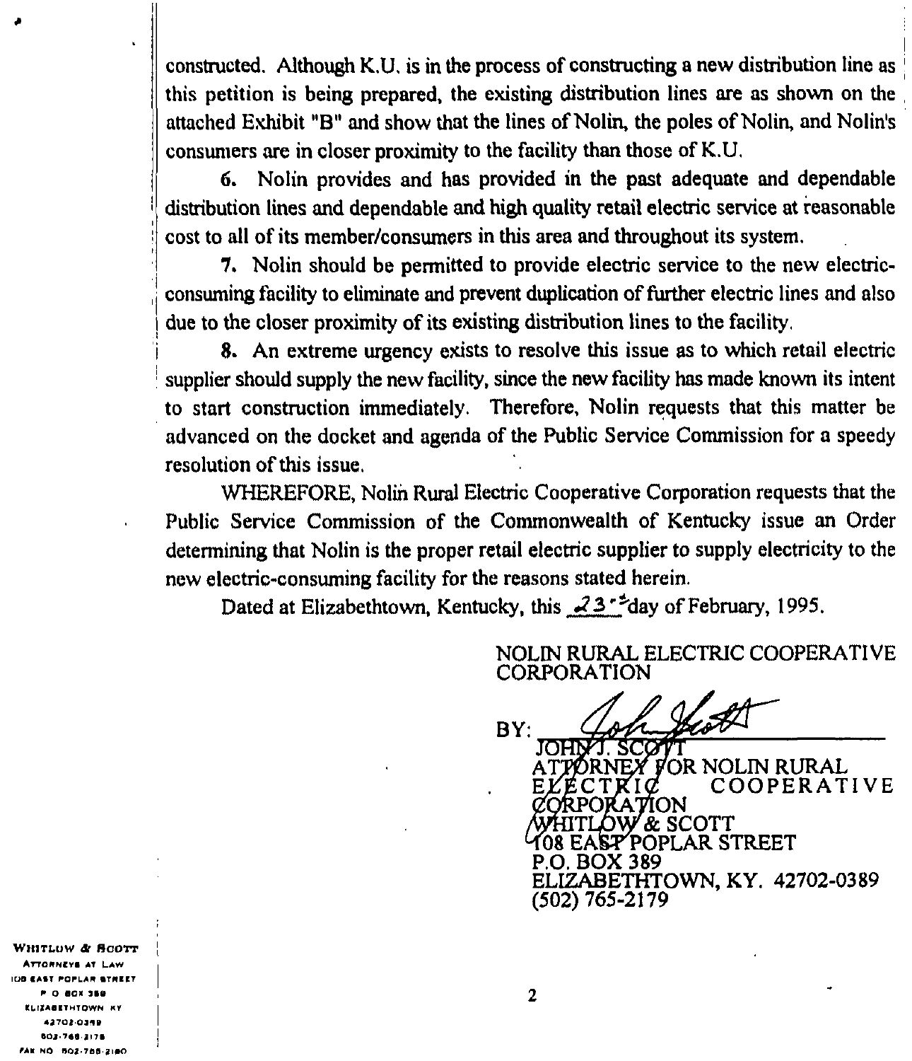constructed. Although K.U. is in the process of constructing a new distribution line as this petition is being prepared, the existing distribution lines are as shown on the attached Exhibit "B" and show that the lines of Nolin, the poles of Nolin, and Nolin's consumers are in closer proximity to the facility than those of K.U.

6. Nolin provides and has provided in the past adequate and dependable distribution lines and dependable and high quality retail electric service at reasonable cost to all of its member/consumers in this area and throughout its system.

7. Nolin should be permitted to provide electric service to the new electric-consuming facility to eliminate and prevent duplication of further electric lines and also due to the closer proximity of its existing distribution lines to the facility.

8. An extreme urgency exists to resolve this issue as to which retail electric supplier should supply the new facility, since the new facility has made known its intent to start construction immediately. Therefore, Nolin requests that this matter be advanced on the docket and agenda of the Public Service Commission for a speedy resolution of this issue.

WHEREFORE, Nolin Rural Electric Cooperative Corporation requests that the Public Service Commission of the Commonwealth of Kentucky issue an Order determining that Nolin is the proper retail electric supplier to supply electricity to the new electric-consuming facility for the reasons stated herein.

Dated at Elizabethtown, Kentucky, this 23rd day of February, 1995.

NOLIN RURAL ELECTRIC COOPERATIVE CORPORATION

BY: ______________________
JOHN J. SCOTT
ATTORNEY FOR NOLIN RURAL ELECTRIC COOPERATIVE CORPORATION
WHITLOW & SCOTT
108 EAST POPLAR STREET
P.O. BOX 389
ELIZABETHTOWN, KY. 42702-0389
(502) 765-2179

WHITLOW & SCOTT
ATTORNEYS AT LAW
108 EAST POPLAR STREET
P. O. BOX 389
ELIZABETHTOWN, KY
42702-0389
502-765-2179
FAX NO. 502-765-2180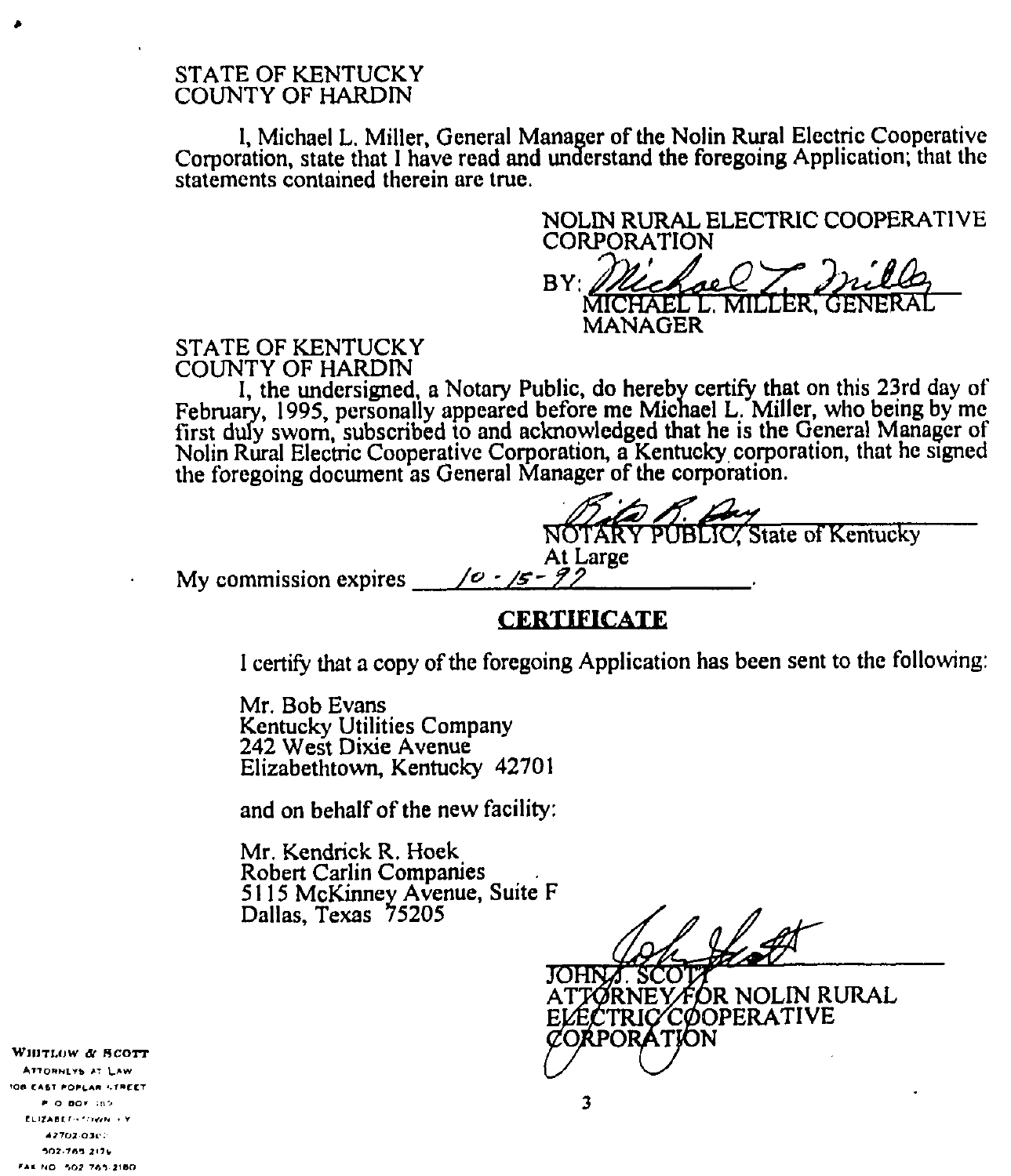STATE OF KENTUCKY
COUNTY OF HARDIN

I, Michael L. Miller, General Manager of the Nolin Rural Electric Cooperative Corporation, state that I have read and understand the foregoing Application; that the statements contained therein are true.

NOLIN RURAL ELECTRIC COOPERATIVE CORPORATION

BY: *Michael L. Miller*
MICHAEL L. MILLER, GENERAL MANAGER

STATE OF KENTUCKY
COUNTY OF HARDIN

I, the undersigned, a Notary Public, do hereby certify that on this 23rd day of February, 1995, personally appeared before me Michael L. Miller, who being by me first duly sworn, subscribed to and acknowledged that he is the General Manager of Nolin Rural Electric Cooperative Corporation, a Kentucky corporation, that he signed the foregoing document as General Manager of the corporation.

*[signature]*
NOTARY PUBLIC, State of Kentucky At Large

My commission expires *10-15-97*.

## CERTIFICATE

I certify that a copy of the foregoing Application has been sent to the following:

Mr. Bob Evans
Kentucky Utilities Company
242 West Dixie Avenue
Elizabethtown, Kentucky 42701

and on behalf of the new facility:

Mr. Kendrick R. Hoek
Robert Carlin Companies
5115 McKinney Avenue, Suite F
Dallas, Texas 75205

*[signature]*
JOHN J. SCOTT
ATTORNEY FOR NOLIN RURAL ELECTRIC COOPERATIVE CORPORATION

WHITLOW & SCOTT
ATTORNEYS AT LAW
108 EAST POPLAR STREET
P. O. BOX 389
ELIZABETHTOWN, KY
42702-0389
502-765-2179
FAX NO. 502-765-2180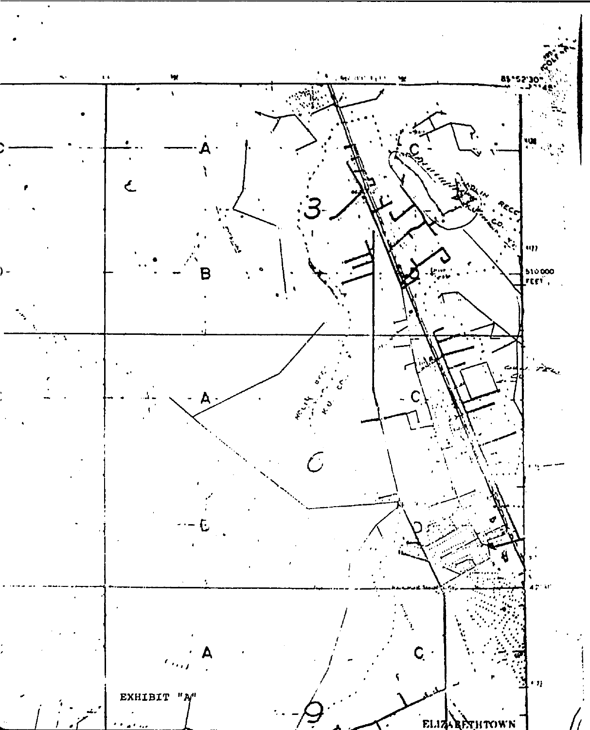EXHIBIT "A"

ELIZABETHTOWN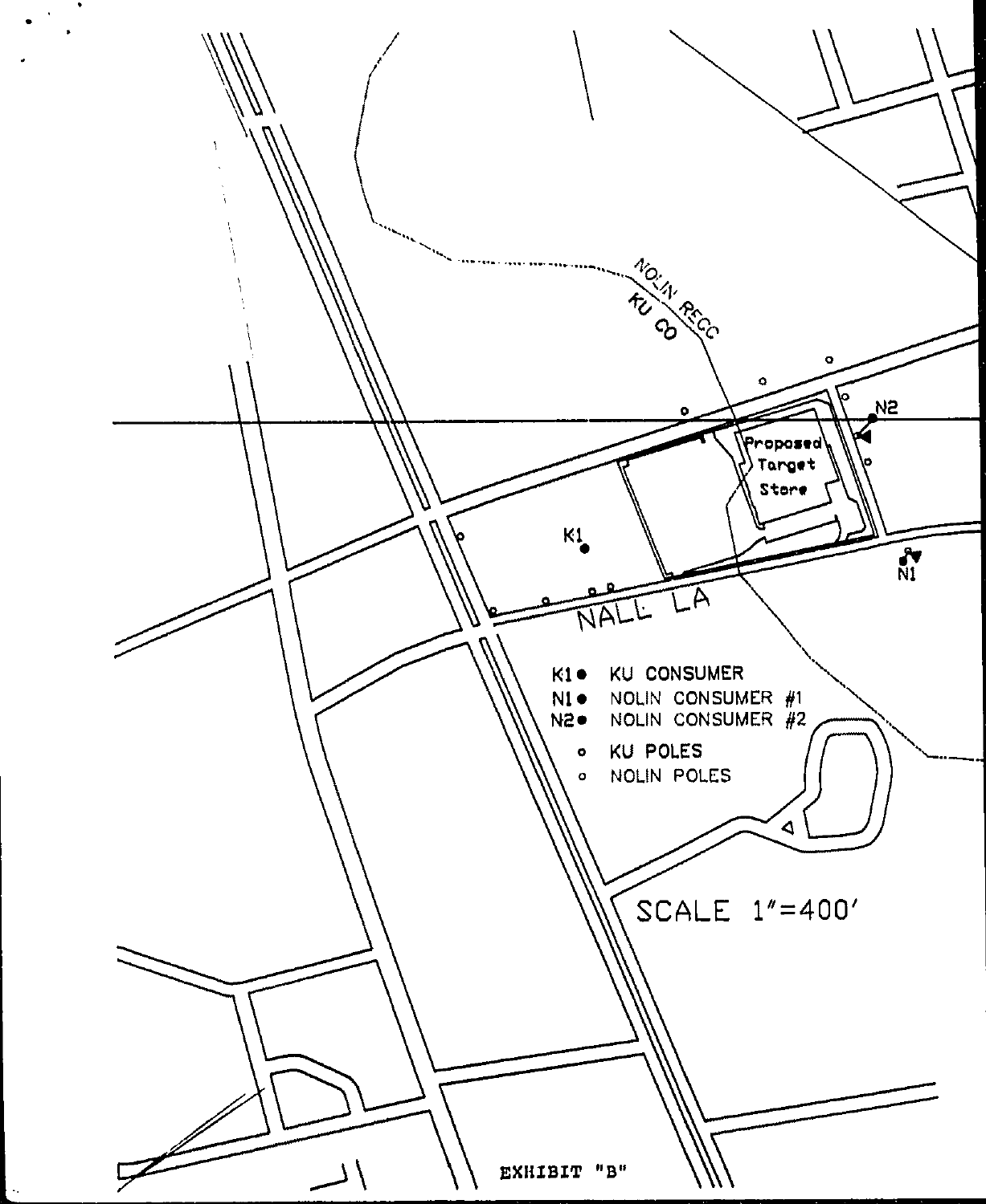NOLIN RECC

KU CO

N2

Proposed Target Store

K1

N1

NALL LA

K1● KU CONSUMER

N1● NOLIN CONSUMER #1

N2● NOLIN CONSUMER #2

o KU POLES

o NOLIN POLES

SCALE 1"=400'

EXHIBIT "B"